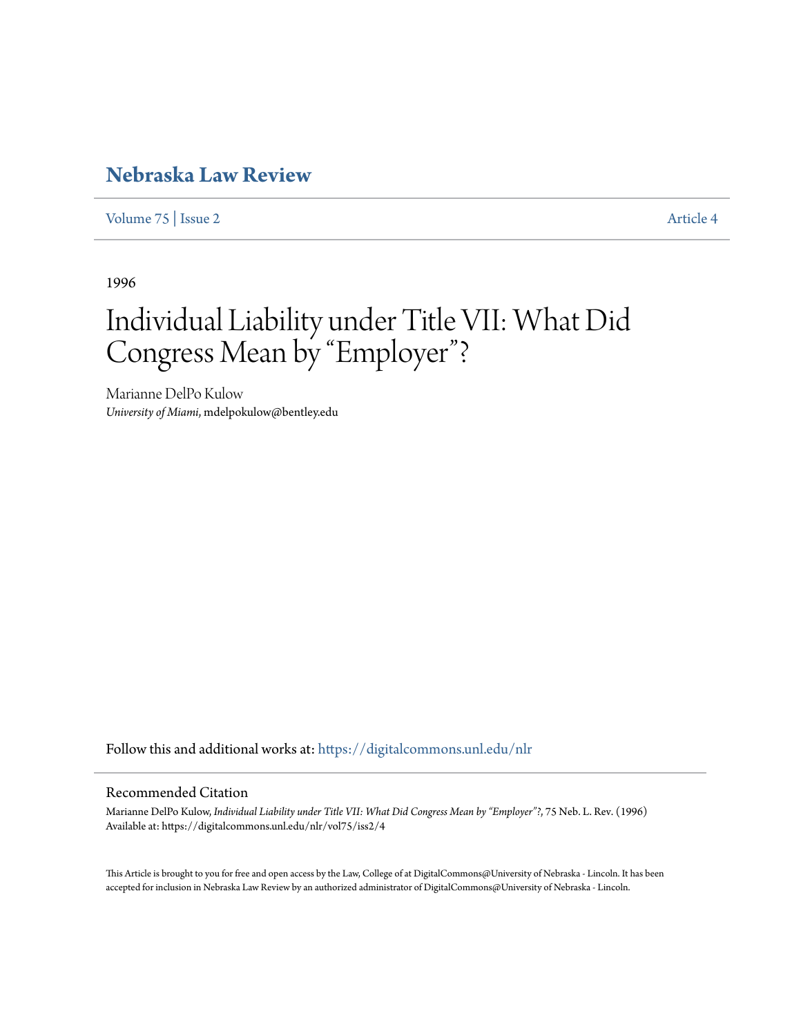# Nebraska Law Review

Volume 75 | Issue 2 Article 4

1996

# Individual Liability under Title VII: What Did Congress Mean by "Employer"?

Marianne DelPo Kulow
*University of Miami*, mdelpokulow@bentley.edu

Follow this and additional works at: https://digitalcommons.unl.edu/nlr

## Recommended Citation

Marianne DelPo Kulow, *Individual Liability under Title VII: What Did Congress Mean by "Employer"?*, 75 Neb. L. Rev. (1996)
Available at: https://digitalcommons.unl.edu/nlr/vol75/iss2/4

This Article is brought to you for free and open access by the Law, College of at DigitalCommons@University of Nebraska - Lincoln. It has been accepted for inclusion in Nebraska Law Review by an authorized administrator of DigitalCommons@University of Nebraska - Lincoln.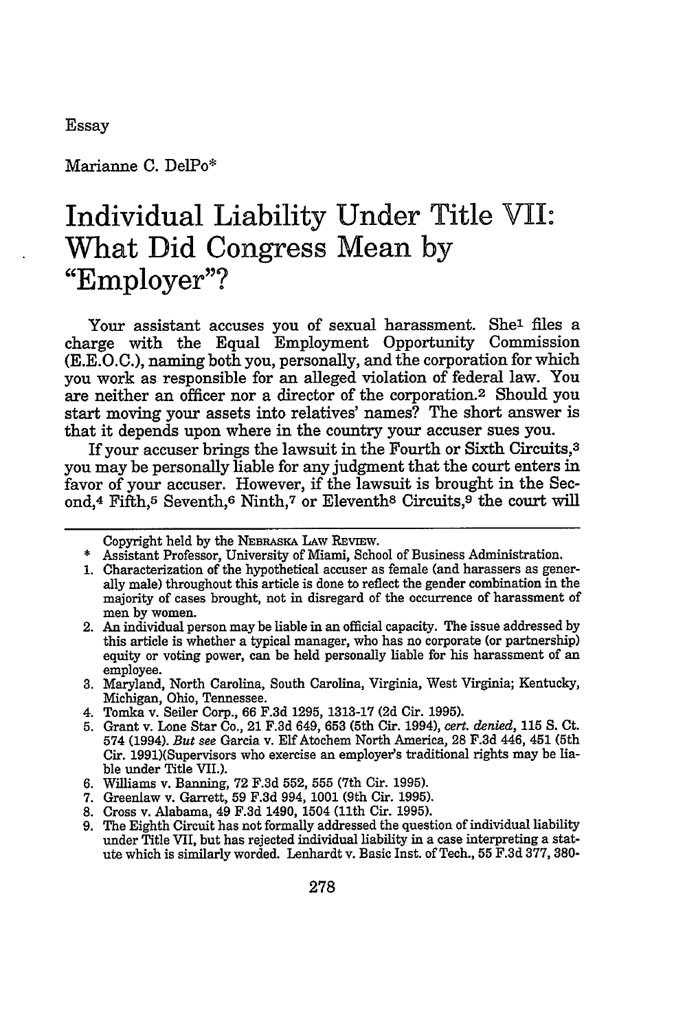Essay

Marianne C. DelPo*

# Individual Liability Under Title VII: What Did Congress Mean by "Employer"?

Your assistant accuses you of sexual harassment. She[1] files a charge with the Equal Employment Opportunity Commission (E.E.O.C.), naming both you, personally, and the corporation for which you work as responsible for an alleged violation of federal law. You are neither an officer nor a director of the corporation.[2] Should you start moving your assets into relatives' names? The short answer is that it depends upon where in the country your accuser sues you.

If your accuser brings the lawsuit in the Fourth or Sixth Circuits,[3] you may be personally liable for any judgment that the court enters in favor of your accuser. However, if the lawsuit is brought in the Second,[4] Fifth,[5] Seventh,[6] Ninth,[7] or Eleventh[8] Circuits,[9] the court will

---

Copyright held by the NEBRASKA LAW REVIEW.

\* Assistant Professor, University of Miami, School of Business Administration.

1. Characterization of the hypothetical accuser as female (and harassers as generally male) throughout this article is done to reflect the gender combination in the majority of cases brought, not in disregard of the occurrence of harassment of men by women.
2. An individual person may be liable in an official capacity. The issue addressed by this article is whether a typical manager, who has no corporate (or partnership) equity or voting power, can be held personally liable for his harassment of an employee.
3. Maryland, North Carolina, South Carolina, Virginia, West Virginia; Kentucky, Michigan, Ohio, Tennessee.
4. Tomka v. Seiler Corp., 66 F.3d 1295, 1313-17 (2d Cir. 1995).
5. Grant v. Lone Star Co., 21 F.3d 649, 653 (5th Cir. 1994), *cert. denied*, 115 S. Ct. 574 (1994). *But see* Garcia v. Elf Atochem North America, 28 F.3d 446, 451 (5th Cir. 1991)(Supervisors who exercise an employer's traditional rights may be liable under Title VII.).
6. Williams v. Banning, 72 F.3d 552, 555 (7th Cir. 1995).
7. Greenlaw v. Garrett, 59 F.3d 994, 1001 (9th Cir. 1995).
8. Cross v. Alabama, 49 F.3d 1490, 1504 (11th Cir. 1995).
9. The Eighth Circuit has not formally addressed the question of individual liability under Title VII, but has rejected individual liability in a case interpreting a statute which is similarly worded. Lenhardt v. Basic Inst. of Tech., 55 F.3d 377, 380-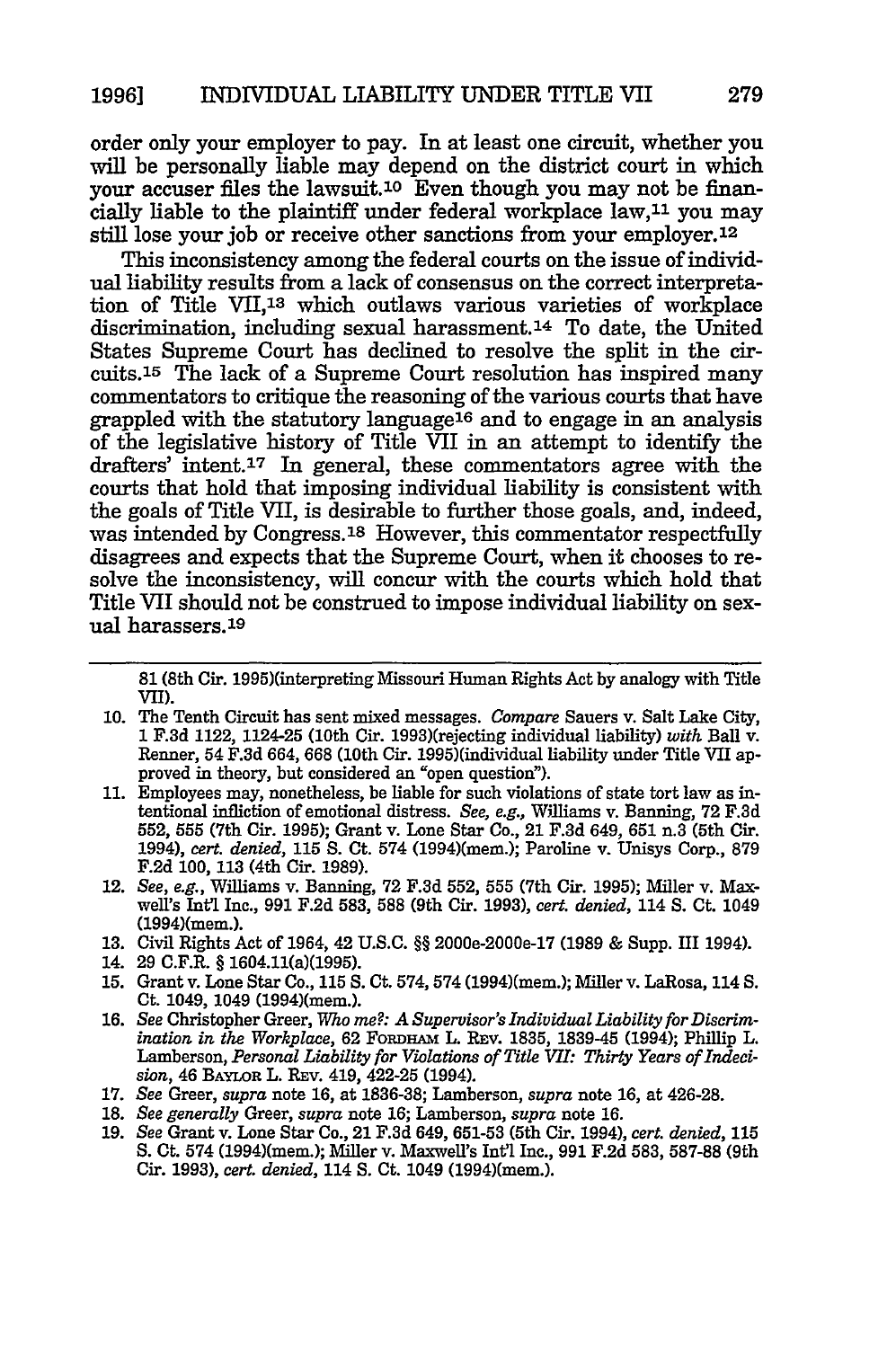order only your employer to pay. In at least one circuit, whether you will be personally liable may depend on the district court in which your accuser files the lawsuit.[10] Even though you may not be financially liable to the plaintiff under federal workplace law,[11] you may still lose your job or receive other sanctions from your employer.[12]

This inconsistency among the federal courts on the issue of individual liability results from a lack of consensus on the correct interpretation of Title VII,[13] which outlaws various varieties of workplace discrimination, including sexual harassment.[14] To date, the United States Supreme Court has declined to resolve the split in the circuits.[15] The lack of a Supreme Court resolution has inspired many commentators to critique the reasoning of the various courts that have grappled with the statutory language[16] and to engage in an analysis of the legislative history of Title VII in an attempt to identify the drafters' intent.[17] In general, these commentators agree with the courts that hold that imposing individual liability is consistent with the goals of Title VII, is desirable to further those goals, and, indeed, was intended by Congress.[18] However, this commentator respectfully disagrees and expects that the Supreme Court, when it chooses to resolve the inconsistency, will concur with the courts which hold that Title VII should not be construed to impose individual liability on sexual harassers.[19]

---

81 (8th Cir. 1995)(interpreting Missouri Human Rights Act by analogy with Title VII).

10. The Tenth Circuit has sent mixed messages. *Compare* Sauers v. Salt Lake City, 1 F.3d 1122, 1124-25 (10th Cir. 1993)(rejecting individual liability) *with* Ball v. Renner, 54 F.3d 664, 668 (10th Cir. 1995)(individual liability under Title VII approved in theory, but considered an "open question").
11. Employees may, nonetheless, be liable for such violations of state tort law as intentional infliction of emotional distress. *See, e.g.,* Williams v. Banning, 72 F.3d 552, 555 (7th Cir. 1995); Grant v. Lone Star Co., 21 F.3d 649, 651 n.3 (5th Cir. 1994), *cert. denied*, 115 S. Ct. 574 (1994)(mem.); Paroline v. Unisys Corp., 879 F.2d 100, 113 (4th Cir. 1989).
12. *See, e.g.,* Williams v. Banning, 72 F.3d 552, 555 (7th Cir. 1995); Miller v. Maxwell's Int'l Inc., 991 F.2d 583, 588 (9th Cir. 1993), *cert. denied*, 114 S. Ct. 1049 (1994)(mem.).
13. Civil Rights Act of 1964, 42 U.S.C. §§ 2000e-2000e-17 (1989 & Supp. III 1994).
14. 29 C.F.R. § 1604.11(a)(1995).
15. Grant v. Lone Star Co., 115 S. Ct. 574, 574 (1994)(mem.); Miller v. LaRosa, 114 S. Ct. 1049, 1049 (1994)(mem.).
16. *See* Christopher Greer, *Who me?: A Supervisor's Individual Liability for Discrimination in the Workplace*, 62 FORDHAM L. REV. 1835, 1839-45 (1994); Phillip L. Lamberson, *Personal Liability for Violations of Title VII: Thirty Years of Indecision*, 46 BAYLOR L. REV. 419, 422-25 (1994).
17. *See* Greer, *supra* note 16, at 1836-38; Lamberson, *supra* note 16, at 426-28.
18. *See generally* Greer, *supra* note 16; Lamberson, *supra* note 16.
19. *See* Grant v. Lone Star Co., 21 F.3d 649, 651-53 (5th Cir. 1994), *cert. denied*, 115 S. Ct. 574 (1994)(mem.); Miller v. Maxwell's Int'l Inc., 991 F.2d 583, 587-88 (9th Cir. 1993), *cert. denied*, 114 S. Ct. 1049 (1994)(mem.).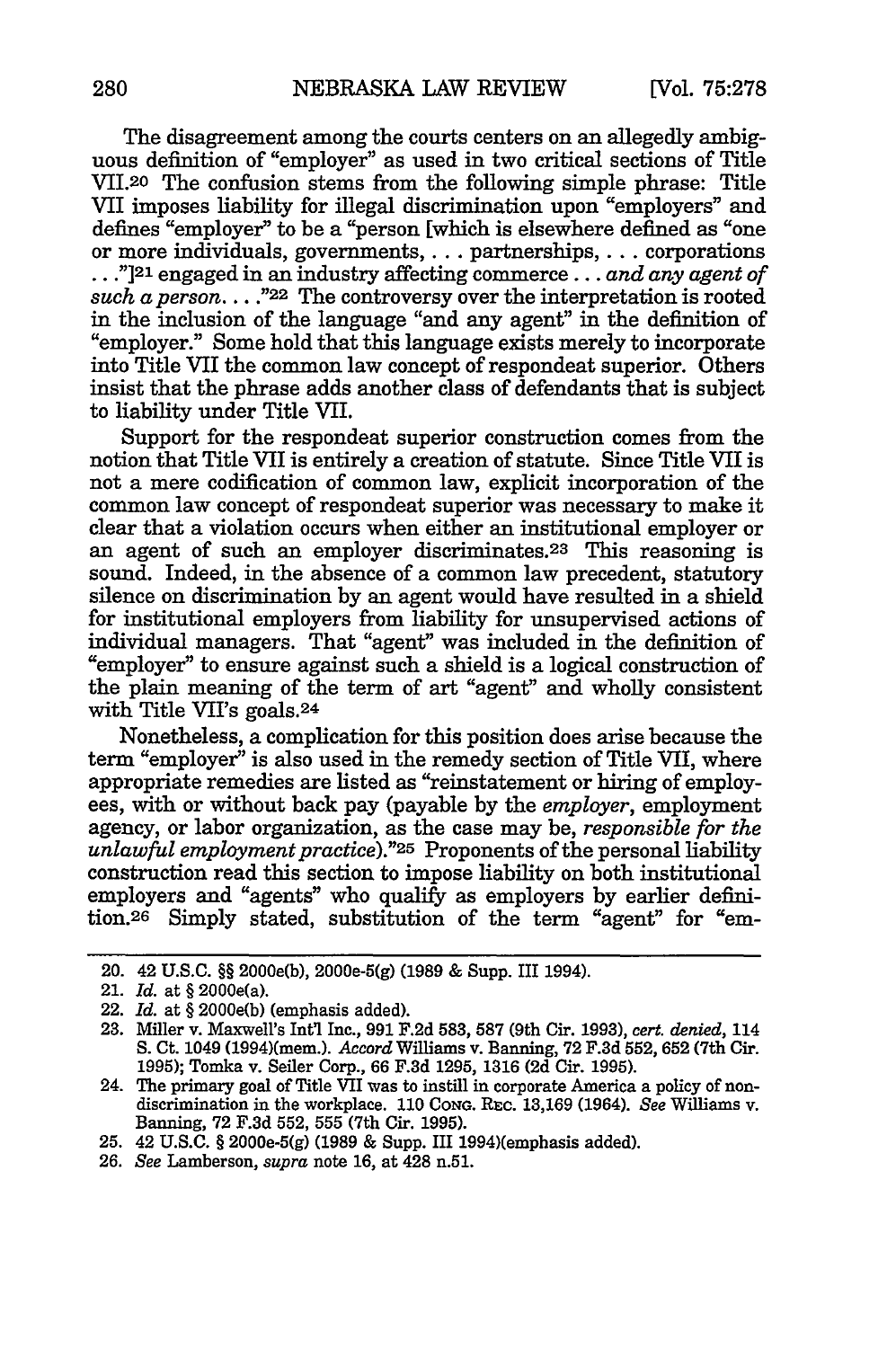The disagreement among the courts centers on an allegedly ambiguous definition of "employer" as used in two critical sections of Title VII.[20] The confusion stems from the following simple phrase: Title VII imposes liability for illegal discrimination upon "employers" and defines "employer" to be a "person [which is elsewhere defined as "one or more individuals, governments, . . . partnerships, . . . corporations . . ."][21] engaged in an industry affecting commerce . . . *and any agent of such a person.* . . ."[22] The controversy over the interpretation is rooted in the inclusion of the language "and any agent" in the definition of "employer." Some hold that this language exists merely to incorporate into Title VII the common law concept of respondeat superior. Others insist that the phrase adds another class of defendants that is subject to liability under Title VII.

Support for the respondeat superior construction comes from the notion that Title VII is entirely a creation of statute. Since Title VII is not a mere codification of common law, explicit incorporation of the common law concept of respondeat superior was necessary to make it clear that a violation occurs when either an institutional employer or an agent of such an employer discriminates.[23] This reasoning is sound. Indeed, in the absence of a common law precedent, statutory silence on discrimination by an agent would have resulted in a shield for institutional employers from liability for unsupervised actions of individual managers. That "agent" was included in the definition of "employer" to ensure against such a shield is a logical construction of the plain meaning of the term of art "agent" and wholly consistent with Title VII's goals.[24]

Nonetheless, a complication for this position does arise because the term "employer" is also used in the remedy section of Title VII, where appropriate remedies are listed as "reinstatement or hiring of employees, with or without back pay (payable by the *employer*, employment agency, or labor organization, as the case may be, *responsible for the unlawful employment practice*)."[25] Proponents of the personal liability construction read this section to impose liability on both institutional employers and "agents" who qualify as employers by earlier definition.[26] Simply stated, substitution of the term "agent" for "em-

---

20. 42 U.S.C. §§ 2000e(b), 2000e-5(g) (1989 & Supp. III 1994).

21. *Id.* at § 2000e(a).

22. *Id.* at § 2000e(b) (emphasis added).

23. Miller v. Maxwell's Int'l Inc., 991 F.2d 583, 587 (9th Cir. 1993), *cert. denied*, 114 S. Ct. 1049 (1994)(mem.). *Accord* Williams v. Banning, 72 F.3d 552, 652 (7th Cir. 1995); Tomka v. Seiler Corp., 66 F.3d 1295, 1316 (2d Cir. 1995).

24. The primary goal of Title VII was to instill in corporate America a policy of nondiscrimination in the workplace. 110 Cong. Rec. 13,169 (1964). *See* Williams v. Banning, 72 F.3d 552, 555 (7th Cir. 1995).

25. 42 U.S.C. § 2000e-5(g) (1989 & Supp. III 1994)(emphasis added).

26. *See* Lamberson, *supra* note 16, at 428 n.51.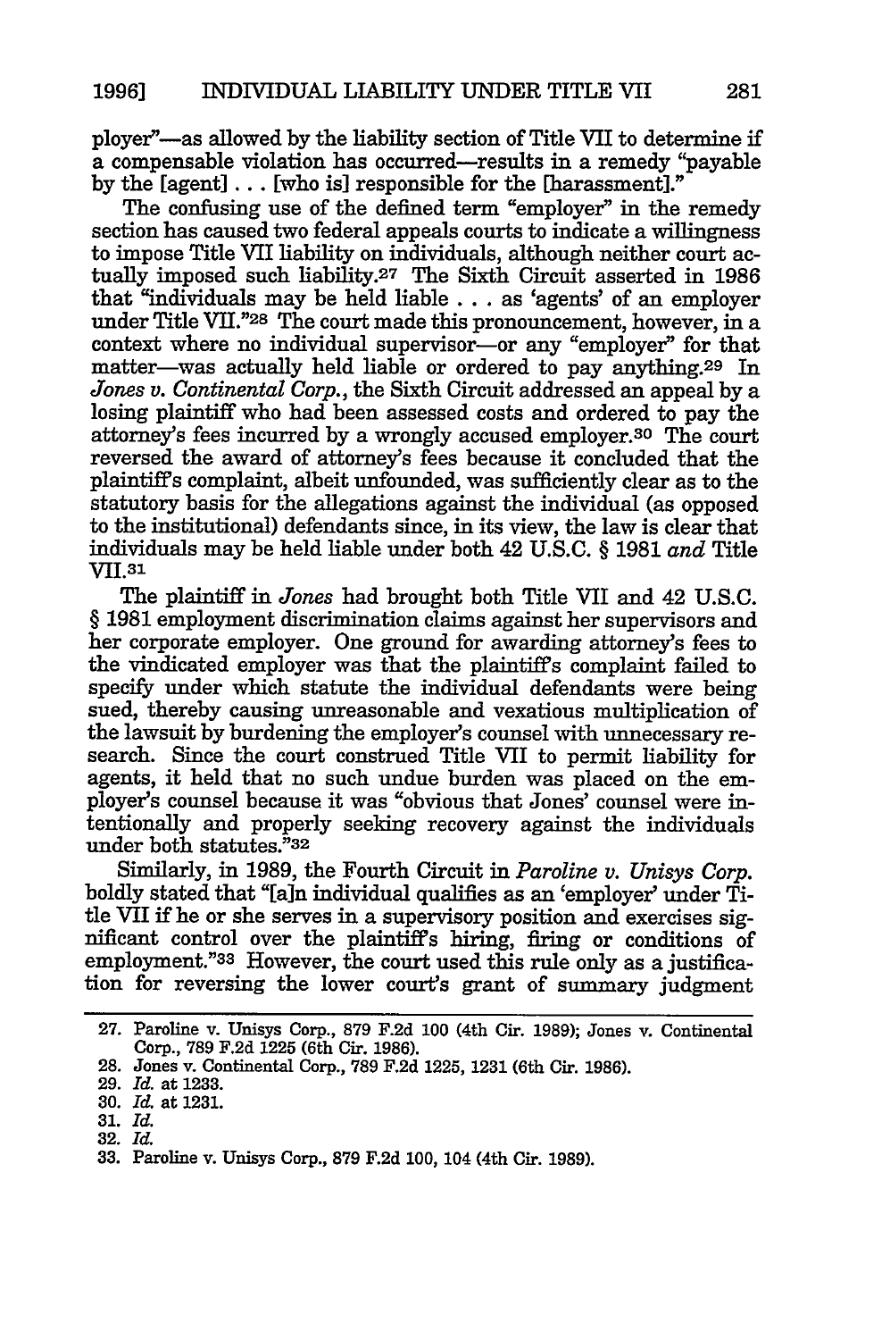ployer"—as allowed by the liability section of Title VII to determine if a compensable violation has occurred—results in a remedy "payable by the [agent] . . . [who is] responsible for the [harassment]."

The confusing use of the defined term "employer" in the remedy section has caused two federal appeals courts to indicate a willingness to impose Title VII liability on individuals, although neither court actually imposed such liability.[27] The Sixth Circuit asserted in 1986 that "individuals may be held liable . . . as 'agents' of an employer under Title VII."[28] The court made this pronouncement, however, in a context where no individual supervisor—or any "employer" for that matter—was actually held liable or ordered to pay anything.[29] In *Jones v. Continental Corp.*, the Sixth Circuit addressed an appeal by a losing plaintiff who had been assessed costs and ordered to pay the attorney's fees incurred by a wrongly accused employer.[30] The court reversed the award of attorney's fees because it concluded that the plaintiff's complaint, albeit unfounded, was sufficiently clear as to the statutory basis for the allegations against the individual (as opposed to the institutional) defendants since, in its view, the law is clear that individuals may be held liable under both 42 U.S.C. § 1981 *and* Title VII.[31]

The plaintiff in *Jones* had brought both Title VII and 42 U.S.C. § 1981 employment discrimination claims against her supervisors and her corporate employer. One ground for awarding attorney's fees to the vindicated employer was that the plaintiff's complaint failed to specify under which statute the individual defendants were being sued, thereby causing unreasonable and vexatious multiplication of the lawsuit by burdening the employer's counsel with unnecessary research. Since the court construed Title VII to permit liability for agents, it held that no such undue burden was placed on the employer's counsel because it was "obvious that Jones' counsel were intentionally and properly seeking recovery against the individuals under both statutes."[32]

Similarly, in 1989, the Fourth Circuit in *Paroline v. Unisys Corp.* boldly stated that "[a]n individual qualifies as an 'employer' under Title VII if he or she serves in a supervisory position and exercises significant control over the plaintiff's hiring, firing or conditions of employment."[33] However, the court used this rule only as a justification for reversing the lower court's grant of summary judgment

---

27. Paroline v. Unisys Corp., 879 F.2d 100 (4th Cir. 1989); Jones v. Continental Corp., 789 F.2d 1225 (6th Cir. 1986).
28. Jones v. Continental Corp., 789 F.2d 1225, 1231 (6th Cir. 1986).
29. *Id.* at 1233.
30. *Id.* at 1231.
31. *Id.*
32. *Id.*
33. Paroline v. Unisys Corp., 879 F.2d 100, 104 (4th Cir. 1989).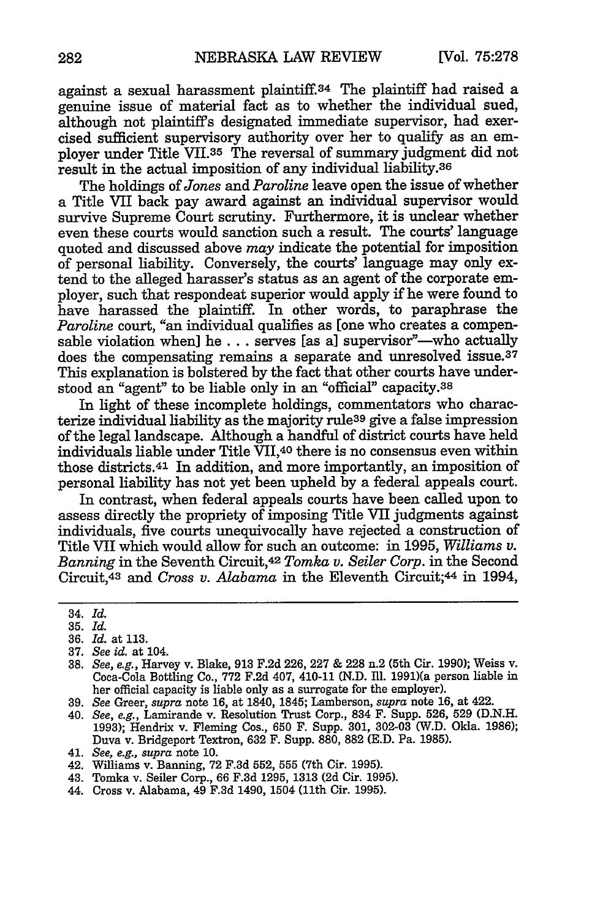against a sexual harassment plaintiff.[34] The plaintiff had raised a genuine issue of material fact as to whether the individual sued, although not plaintiff's designated immediate supervisor, had exercised sufficient supervisory authority over her to qualify as an employer under Title VII.[35] The reversal of summary judgment did not result in the actual imposition of any individual liability.[36]

The holdings of *Jones* and *Paroline* leave open the issue of whether a Title VII back pay award against an individual supervisor would survive Supreme Court scrutiny. Furthermore, it is unclear whether even these courts would sanction such a result. The courts' language quoted and discussed above *may* indicate the potential for imposition of personal liability. Conversely, the courts' language may only extend to the alleged harasser's status as an agent of the corporate employer, such that respondeat superior would apply if he were found to have harassed the plaintiff. In other words, to paraphrase the *Paroline* court, "an individual qualifies as [one who creates a compensable violation when] he . . . serves [as a] supervisor"—who actually does the compensating remains a separate and unresolved issue.[37] This explanation is bolstered by the fact that other courts have understood an "agent" to be liable only in an "official" capacity.[38]

In light of these incomplete holdings, commentators who characterize individual liability as the majority rule[39] give a false impression of the legal landscape. Although a handful of district courts have held individuals liable under Title VII,[40] there is no consensus even within those districts.[41] In addition, and more importantly, an imposition of personal liability has not yet been upheld by a federal appeals court.

In contrast, when federal appeals courts have been called upon to assess directly the propriety of imposing Title VII judgments against individuals, five courts unequivocally have rejected a construction of Title VII which would allow for such an outcome: in 1995, *Williams v. Banning* in the Seventh Circuit,[42] *Tomka v. Seiler Corp.* in the Second Circuit,[43] and *Cross v. Alabama* in the Eleventh Circuit;[44] in 1994,

---

34. *Id.*
35. *Id.*
36. *Id.* at 113.
37. *See id.* at 104.
38. *See, e.g.*, Harvey v. Blake, 913 F.2d 226, 227 & 228 n.2 (5th Cir. 1990); Weiss v. Coca-Cola Bottling Co., 772 F.2d 407, 410-11 (N.D. Ill. 1991)(a person liable in her official capacity is liable only as a surrogate for the employer).
39. *See* Greer, *supra* note 16, at 1840, 1845; Lamberson, *supra* note 16, at 422.
40. *See, e.g.*, Lamirande v. Resolution Trust Corp., 834 F. Supp. 526, 529 (D.N.H. 1993); Hendrix v. Fleming Cos., 650 F. Supp. 301, 302-03 (W.D. Okla. 1986); Duva v. Bridgeport Textron, 632 F. Supp. 880, 882 (E.D. Pa. 1985).
41. *See, e.g., supra* note 10.
42. Williams v. Banning, 72 F.3d 552, 555 (7th Cir. 1995).
43. Tomka v. Seiler Corp., 66 F.3d 1295, 1313 (2d Cir. 1995).
44. Cross v. Alabama, 49 F.3d 1490, 1504 (11th Cir. 1995).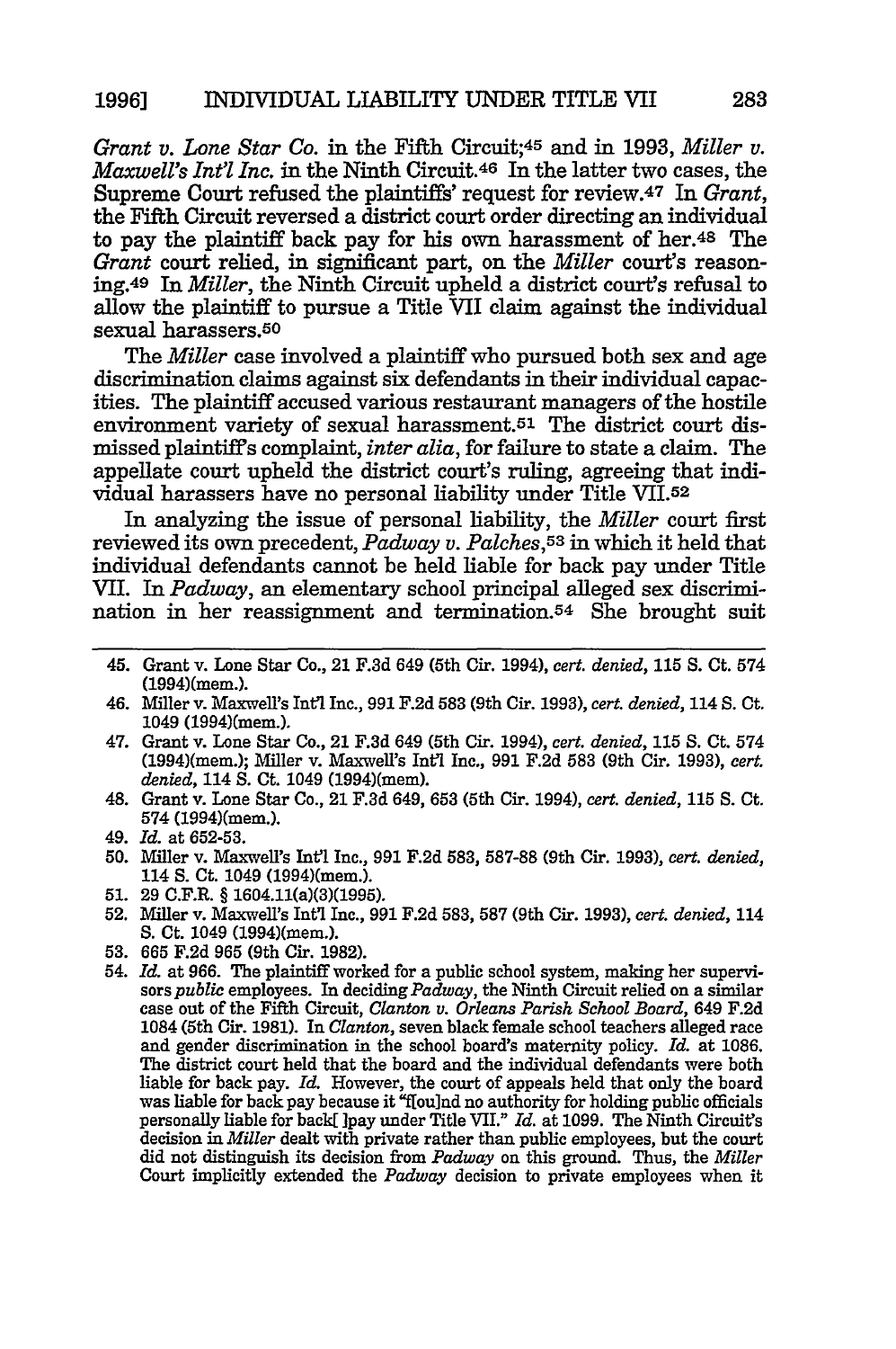*Grant v. Lone Star Co.* in the Fifth Circuit;[45] and in 1993, *Miller v. Maxwell's Int'l Inc.* in the Ninth Circuit.[46] In the latter two cases, the Supreme Court refused the plaintiffs' request for review.[47] In *Grant*, the Fifth Circuit reversed a district court order directing an individual to pay the plaintiff back pay for his own harassment of her.[48] The *Grant* court relied, in significant part, on the *Miller* court's reasoning.[49] In *Miller*, the Ninth Circuit upheld a district court's refusal to allow the plaintiff to pursue a Title VII claim against the individual sexual harassers.[50]

The *Miller* case involved a plaintiff who pursued both sex and age discrimination claims against six defendants in their individual capacities. The plaintiff accused various restaurant managers of the hostile environment variety of sexual harassment.[51] The district court dismissed plaintiff's complaint, *inter alia*, for failure to state a claim. The appellate court upheld the district court's ruling, agreeing that individual harassers have no personal liability under Title VII.[52]

In analyzing the issue of personal liability, the *Miller* court first reviewed its own precedent, *Padway v. Palches*,[53] in which it held that individual defendants cannot be held liable for back pay under Title VII. In *Padway*, an elementary school principal alleged sex discrimination in her reassignment and termination.[54] She brought suit

---

45. Grant v. Lone Star Co., 21 F.3d 649 (5th Cir. 1994), *cert. denied*, 115 S. Ct. 574 (1994)(mem.).

46. Miller v. Maxwell's Int'l Inc., 991 F.2d 583 (9th Cir. 1993), *cert. denied*, 114 S. Ct. 1049 (1994)(mem.).

47. Grant v. Lone Star Co., 21 F.3d 649 (5th Cir. 1994), *cert. denied*, 115 S. Ct. 574 (1994)(mem.); Miller v. Maxwell's Int'l Inc., 991 F.2d 583 (9th Cir. 1993), *cert. denied*, 114 S. Ct. 1049 (1994)(mem).

48. Grant v. Lone Star Co., 21 F.3d 649, 653 (5th Cir. 1994), *cert. denied*, 115 S. Ct. 574 (1994)(mem.).

49. *Id.* at 652-53.

50. Miller v. Maxwell's Int'l Inc., 991 F.2d 583, 587-88 (9th Cir. 1993), *cert. denied*, 114 S. Ct. 1049 (1994)(mem.).

51. 29 C.F.R. § 1604.11(a)(3)(1995).

52. Miller v. Maxwell's Int'l Inc., 991 F.2d 583, 587 (9th Cir. 1993), *cert. denied*, 114 S. Ct. 1049 (1994)(mem.).

53. 665 F.2d 965 (9th Cir. 1982).

54. *Id.* at 966. The plaintiff worked for a public school system, making her supervisors *public* employees. In deciding *Padway*, the Ninth Circuit relied on a similar case out of the Fifth Circuit, *Clanton v. Orleans Parish School Board*, 649 F.2d 1084 (5th Cir. 1981). In *Clanton*, seven black female school teachers alleged race and gender discrimination in the school board's maternity policy. *Id.* at 1086. The district court held that the board and the individual defendants were both liable for back pay. *Id.* However, the court of appeals held that only the board was liable for back pay because it "[fou]nd no authority for holding public officials personally liable for back[ ]pay under Title VII." *Id.* at 1099. The Ninth Circuit's decision in *Miller* dealt with private rather than public employees, but the court did not distinguish its decision from *Padway* on this ground. Thus, the *Miller* Court implicitly extended the *Padway* decision to private employees when it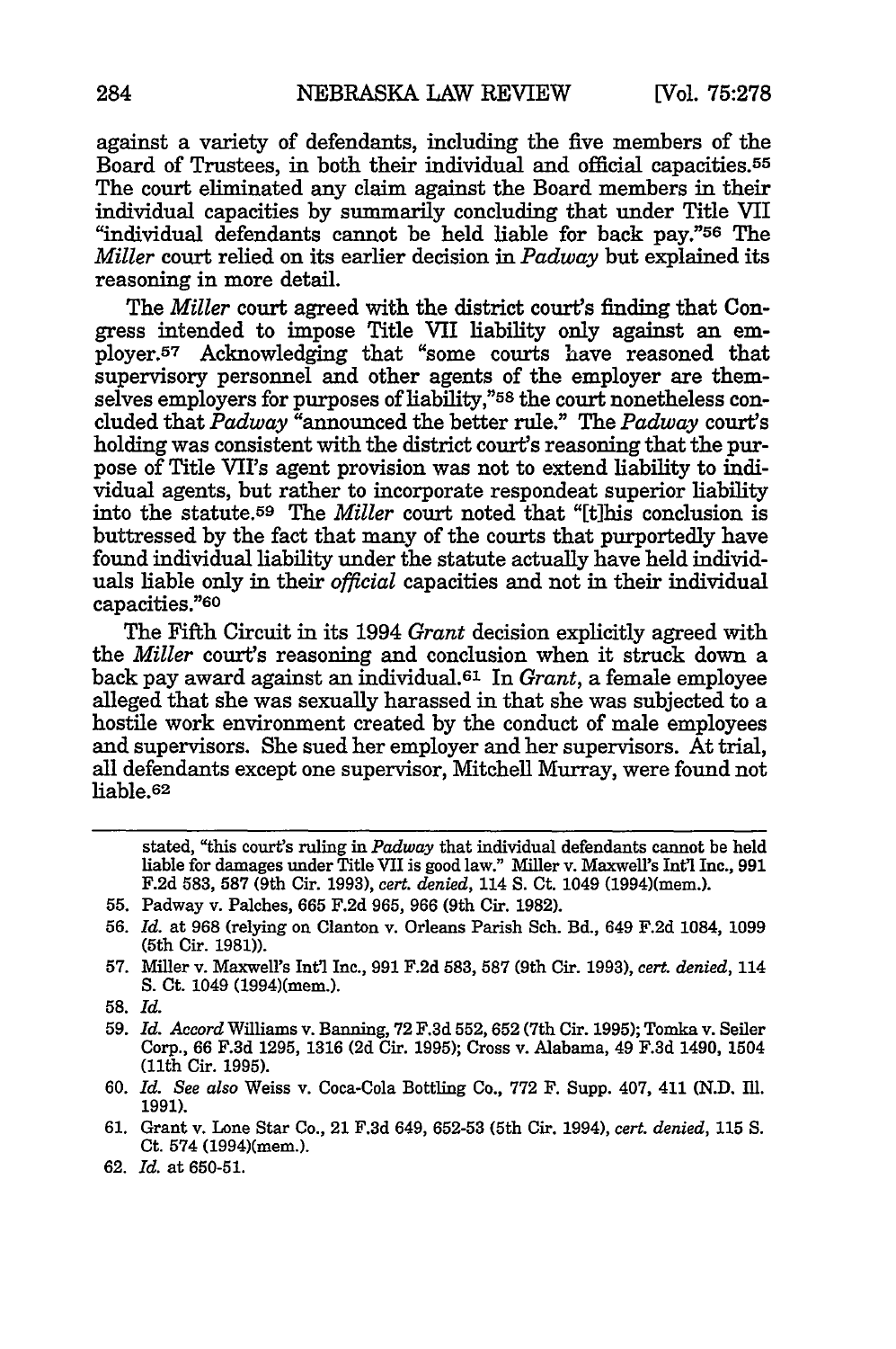against a variety of defendants, including the five members of the Board of Trustees, in both their individual and official capacities.[55] The court eliminated any claim against the Board members in their individual capacities by summarily concluding that under Title VII "individual defendants cannot be held liable for back pay."[56] The *Miller* court relied on its earlier decision in *Padway* but explained its reasoning in more detail.

The *Miller* court agreed with the district court's finding that Congress intended to impose Title VII liability only against an employer.[57] Acknowledging that "some courts have reasoned that supervisory personnel and other agents of the employer are themselves employers for purposes of liability,"[58] the court nonetheless concluded that *Padway* "announced the better rule." The *Padway* court's holding was consistent with the district court's reasoning that the purpose of Title VII's agent provision was not to extend liability to individual agents, but rather to incorporate respondeat superior liability into the statute.[59] The *Miller* court noted that "[t]his conclusion is buttressed by the fact that many of the courts that purportedly have found individual liability under the statute actually have held individuals liable only in their *official* capacities and not in their individual capacities."[60]

The Fifth Circuit in its 1994 *Grant* decision explicitly agreed with the *Miller* court's reasoning and conclusion when it struck down a back pay award against an individual.[61] In *Grant*, a female employee alleged that she was sexually harassed in that she was subjected to a hostile work environment created by the conduct of male employees and supervisors. She sued her employer and her supervisors. At trial, all defendants except one supervisor, Mitchell Murray, were found not liable.[62]

---

stated, "this court's ruling in *Padway* that individual defendants cannot be held liable for damages under Title VII is good law." Miller v. Maxwell's Int'l Inc., 991 F.2d 583, 587 (9th Cir. 1993), *cert. denied*, 114 S. Ct. 1049 (1994)(mem.).

55. Padway v. Palches, 665 F.2d 965, 966 (9th Cir. 1982).
56. *Id.* at 968 (relying on Clanton v. Orleans Parish Sch. Bd., 649 F.2d 1084, 1099 (5th Cir. 1981)).
57. Miller v. Maxwell's Int'l Inc., 991 F.2d 583, 587 (9th Cir. 1993), *cert. denied*, 114 S. Ct. 1049 (1994)(mem.).
58. *Id.*
59. *Id. Accord* Williams v. Banning, 72 F.3d 552, 652 (7th Cir. 1995); Tomka v. Seiler Corp., 66 F.3d 1295, 1316 (2d Cir. 1995); Cross v. Alabama, 49 F.3d 1490, 1504 (11th Cir. 1995).
60. *Id. See also* Weiss v. Coca-Cola Bottling Co., 772 F. Supp. 407, 411 (N.D. Ill. 1991).
61. Grant v. Lone Star Co., 21 F.3d 649, 652-53 (5th Cir. 1994), *cert. denied*, 115 S. Ct. 574 (1994)(mem.).
62. *Id.* at 650-51.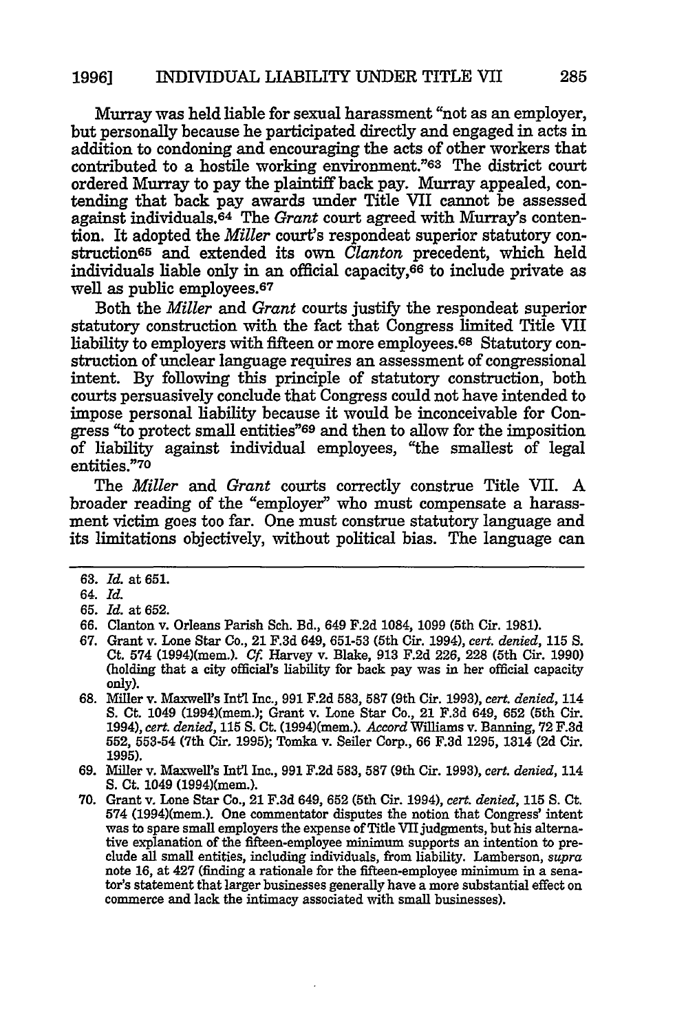Murray was held liable for sexual harassment "not as an employer, but personally because he participated directly and engaged in acts in addition to condoning and encouraging the acts of other workers that contributed to a hostile working environment."[63] The district court ordered Murray to pay the plaintiff back pay. Murray appealed, contending that back pay awards under Title VII cannot be assessed against individuals.[64] The *Grant* court agreed with Murray's contention. It adopted the *Miller* court's respondeat superior statutory construction[65] and extended its own *Clanton* precedent, which held individuals liable only in an official capacity,[66] to include private as well as public employees.[67]

Both the *Miller* and *Grant* courts justify the respondeat superior statutory construction with the fact that Congress limited Title VII liability to employers with fifteen or more employees.[68] Statutory construction of unclear language requires an assessment of congressional intent. By following this principle of statutory construction, both courts persuasively conclude that Congress could not have intended to impose personal liability because it would be inconceivable for Congress "to protect small entities"[69] and then to allow for the imposition of liability against individual employees, "the smallest of legal entities."[70]

The *Miller* and *Grant* courts correctly construe Title VII. A broader reading of the "employer" who must compensate a harassment victim goes too far. One must construe statutory language and its limitations objectively, without political bias. The language can

---

63. *Id.* at 651.

64. *Id.*

65. *Id.* at 652.

66. Clanton v. Orleans Parish Sch. Bd., 649 F.2d 1084, 1099 (5th Cir. 1981).

67. Grant v. Lone Star Co., 21 F.3d 649, 651-53 (5th Cir. 1994), *cert. denied*, 115 S. Ct. 574 (1994)(mem.). *Cf.* Harvey v. Blake, 913 F.2d 226, 228 (5th Cir. 1990) (holding that a city official's liability for back pay was in her official capacity only).

68. Miller v. Maxwell's Int'l Inc., 991 F.2d 583, 587 (9th Cir. 1993), *cert. denied*, 114 S. Ct. 1049 (1994)(mem.); Grant v. Lone Star Co., 21 F.3d 649, 652 (5th Cir. 1994), *cert. denied*, 115 S. Ct. (1994)(mem.). *Accord* Williams v. Banning, 72 F.3d 552, 553-54 (7th Cir. 1995); Tomka v. Seiler Corp., 66 F.3d 1295, 1314 (2d Cir. 1995).

69. Miller v. Maxwell's Int'l Inc., 991 F.2d 583, 587 (9th Cir. 1993), *cert. denied*, 114 S. Ct. 1049 (1994)(mem.).

70. Grant v. Lone Star Co., 21 F.3d 649, 652 (5th Cir. 1994), *cert. denied*, 115 S. Ct. 574 (1994)(mem.). One commentator disputes the notion that Congress' intent was to spare small employers the expense of Title VII judgments, but his alternative explanation of the fifteen-employee minimum supports an intention to preclude all small entities, including individuals, from liability. Lamberson, *supra* note 16, at 427 (finding a rationale for the fifteen-employee minimum in a senator's statement that larger businesses generally have a more substantial effect on commerce and lack the intimacy associated with small businesses).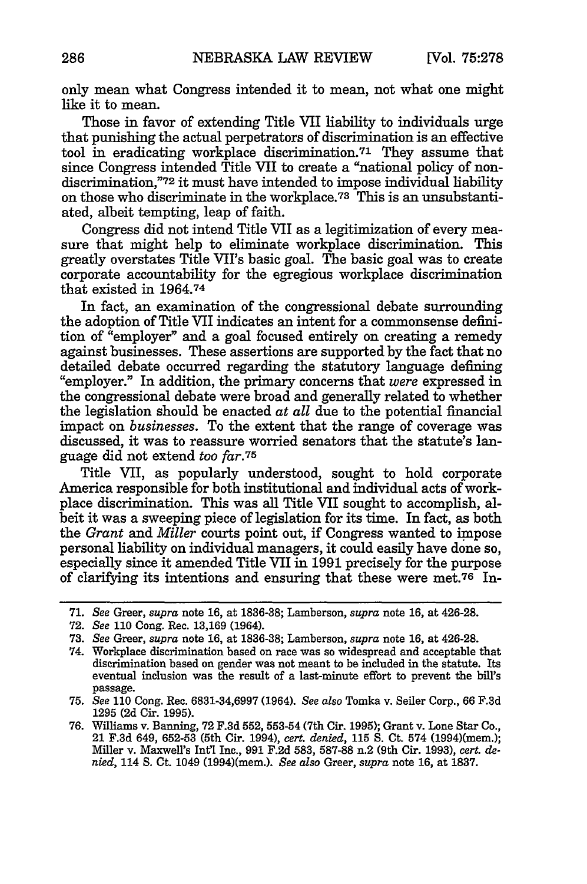only mean what Congress intended it to mean, not what one might like it to mean.

Those in favor of extending Title VII liability to individuals urge that punishing the actual perpetrators of discrimination is an effective tool in eradicating workplace discrimination.[71] They assume that since Congress intended Title VII to create a "national policy of non-discrimination,"[72] it must have intended to impose individual liability on those who discriminate in the workplace.[73] This is an unsubstantiated, albeit tempting, leap of faith.

Congress did not intend Title VII as a legitimization of every measure that might help to eliminate workplace discrimination. This greatly overstates Title VII's basic goal. The basic goal was to create corporate accountability for the egregious workplace discrimination that existed in 1964.[74]

In fact, an examination of the congressional debate surrounding the adoption of Title VII indicates an intent for a commonsense definition of "employer" and a goal focused entirely on creating a remedy against businesses. These assertions are supported by the fact that no detailed debate occurred regarding the statutory language defining "employer." In addition, the primary concerns that *were* expressed in the congressional debate were broad and generally related to whether the legislation should be enacted *at all* due to the potential financial impact on *businesses*. To the extent that the range of coverage was discussed, it was to reassure worried senators that the statute's language did not extend *too far*.[75]

Title VII, as popularly understood, sought to hold corporate America responsible for both institutional and individual acts of workplace discrimination. This was all Title VII sought to accomplish, albeit it was a sweeping piece of legislation for its time. In fact, as both the *Grant* and *Miller* courts point out, if Congress wanted to impose personal liability on individual managers, it could easily have done so, especially since it amended Title VII in 1991 precisely for the purpose of clarifying its intentions and ensuring that these were met.[76] In-

---

71. *See* Greer, *supra* note 16, at 1836-38; Lamberson, *supra* note 16, at 426-28.
72. *See* 110 Cong. Rec. 13,169 (1964).
73. *See* Greer, *supra* note 16, at 1836-38; Lamberson, *supra* note 16, at 426-28.
74. Workplace discrimination based on race was so widespread and acceptable that discrimination based on gender was not meant to be included in the statute. Its eventual inclusion was the result of a last-minute effort to prevent the bill's passage.
75. *See* 110 Cong. Rec. 6831-34,6997 (1964). *See also* Tomka v. Seiler Corp., 66 F.3d 1295 (2d Cir. 1995).
76. Williams v. Banning, 72 F.3d 552, 553-54 (7th Cir. 1995); Grant v. Lone Star Co., 21 F.3d 649, 652-53 (5th Cir. 1994), *cert. denied*, 115 S. Ct. 574 (1994)(mem.); Miller v. Maxwell's Int'l Inc., 991 F.2d 583, 587-88 n.2 (9th Cir. 1993), *cert. denied*, 114 S. Ct. 1049 (1994)(mem.). *See also* Greer, *supra* note 16, at 1837.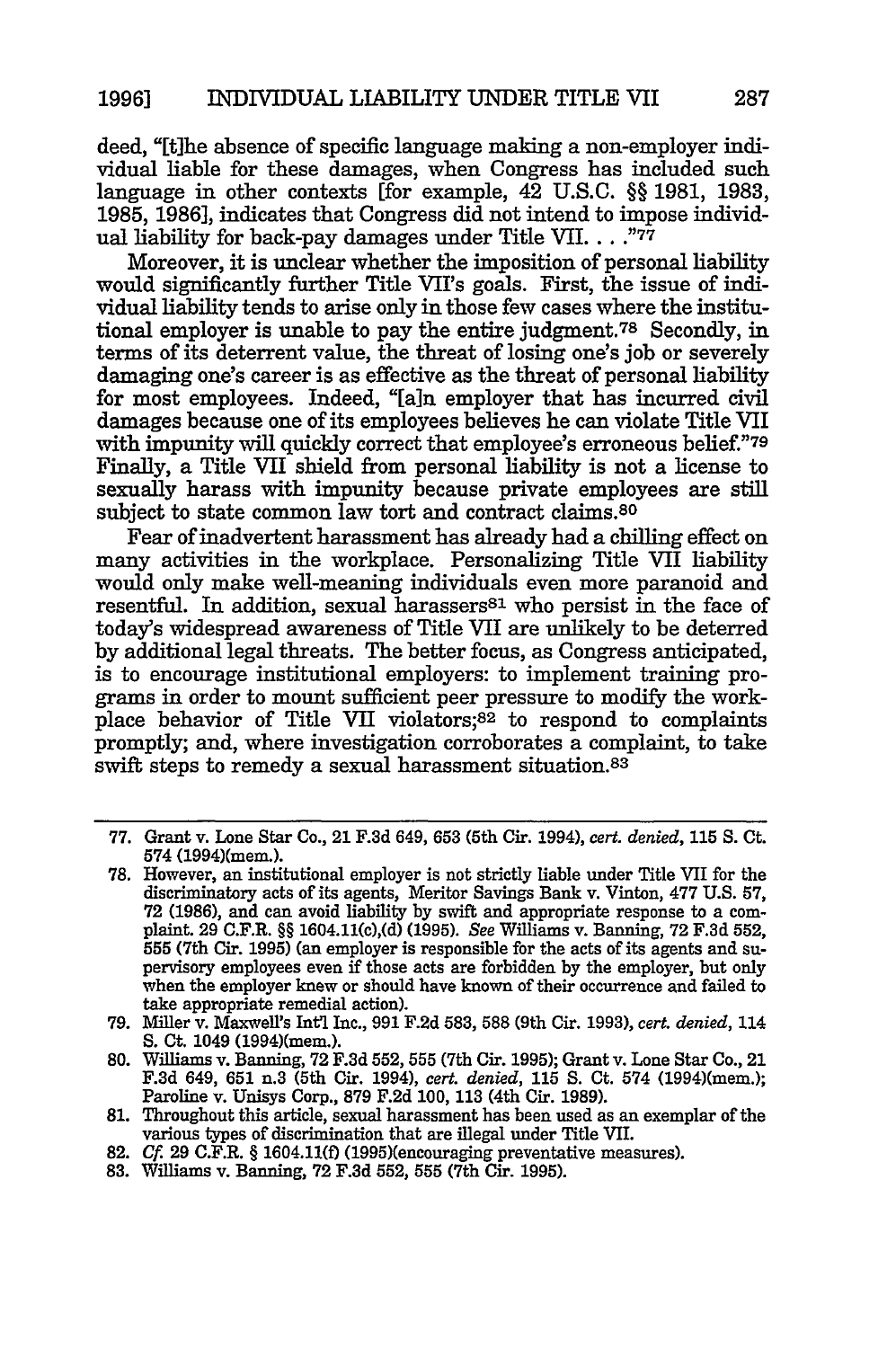deed, "[t]he absence of specific language making a non-employer individual liable for these damages, when Congress has included such language in other contexts [for example, 42 U.S.C. §§ 1981, 1983, 1985, 1986], indicates that Congress did not intend to impose individual liability for back-pay damages under Title VII. . . ."[77]

Moreover, it is unclear whether the imposition of personal liability would significantly further Title VII's goals. First, the issue of individual liability tends to arise only in those few cases where the institutional employer is unable to pay the entire judgment.[78] Secondly, in terms of its deterrent value, the threat of losing one's job or severely damaging one's career is as effective as the threat of personal liability for most employees. Indeed, "[a]n employer that has incurred civil damages because one of its employees believes he can violate Title VII with impunity will quickly correct that employee's erroneous belief."[79] Finally, a Title VII shield from personal liability is not a license to sexually harass with impunity because private employees are still subject to state common law tort and contract claims.[80]

Fear of inadvertent harassment has already had a chilling effect on many activities in the workplace. Personalizing Title VII liability would only make well-meaning individuals even more paranoid and resentful. In addition, sexual harassers[81] who persist in the face of today's widespread awareness of Title VII are unlikely to be deterred by additional legal threats. The better focus, as Congress anticipated, is to encourage institutional employers: to implement training programs in order to mount sufficient peer pressure to modify the workplace behavior of Title VII violators;[82] to respond to complaints promptly; and, where investigation corroborates a complaint, to take swift steps to remedy a sexual harassment situation.[83]

---

77. Grant v. Lone Star Co., 21 F.3d 649, 653 (5th Cir. 1994), *cert. denied*, 115 S. Ct. 574 (1994)(mem.).
78. However, an institutional employer is not strictly liable under Title VII for the discriminatory acts of its agents, Meritor Savings Bank v. Vinton, 477 U.S. 57, 72 (1986), and can avoid liability by swift and appropriate response to a complaint. 29 C.F.R. §§ 1604.11(c),(d) (1995). *See* Williams v. Banning, 72 F.3d 552, 555 (7th Cir. 1995) (an employer is responsible for the acts of its agents and supervisory employees even if those acts are forbidden by the employer, but only when the employer knew or should have known of their occurrence and failed to take appropriate remedial action).
79. Miller v. Maxwell's Int'l Inc., 991 F.2d 583, 588 (9th Cir. 1993), *cert. denied*, 114 S. Ct. 1049 (1994)(mem.).
80. Williams v. Banning, 72 F.3d 552, 555 (7th Cir. 1995); Grant v. Lone Star Co., 21 F.3d 649, 651 n.3 (5th Cir. 1994), *cert. denied*, 115 S. Ct. 574 (1994)(mem.); Paroline v. Unisys Corp., 879 F.2d 100, 113 (4th Cir. 1989).
81. Throughout this article, sexual harassment has been used as an exemplar of the various types of discrimination that are illegal under Title VII.
82. *Cf.* 29 C.F.R. § 1604.11(f) (1995)(encouraging preventative measures).
83. Williams v. Banning, 72 F.3d 552, 555 (7th Cir. 1995).